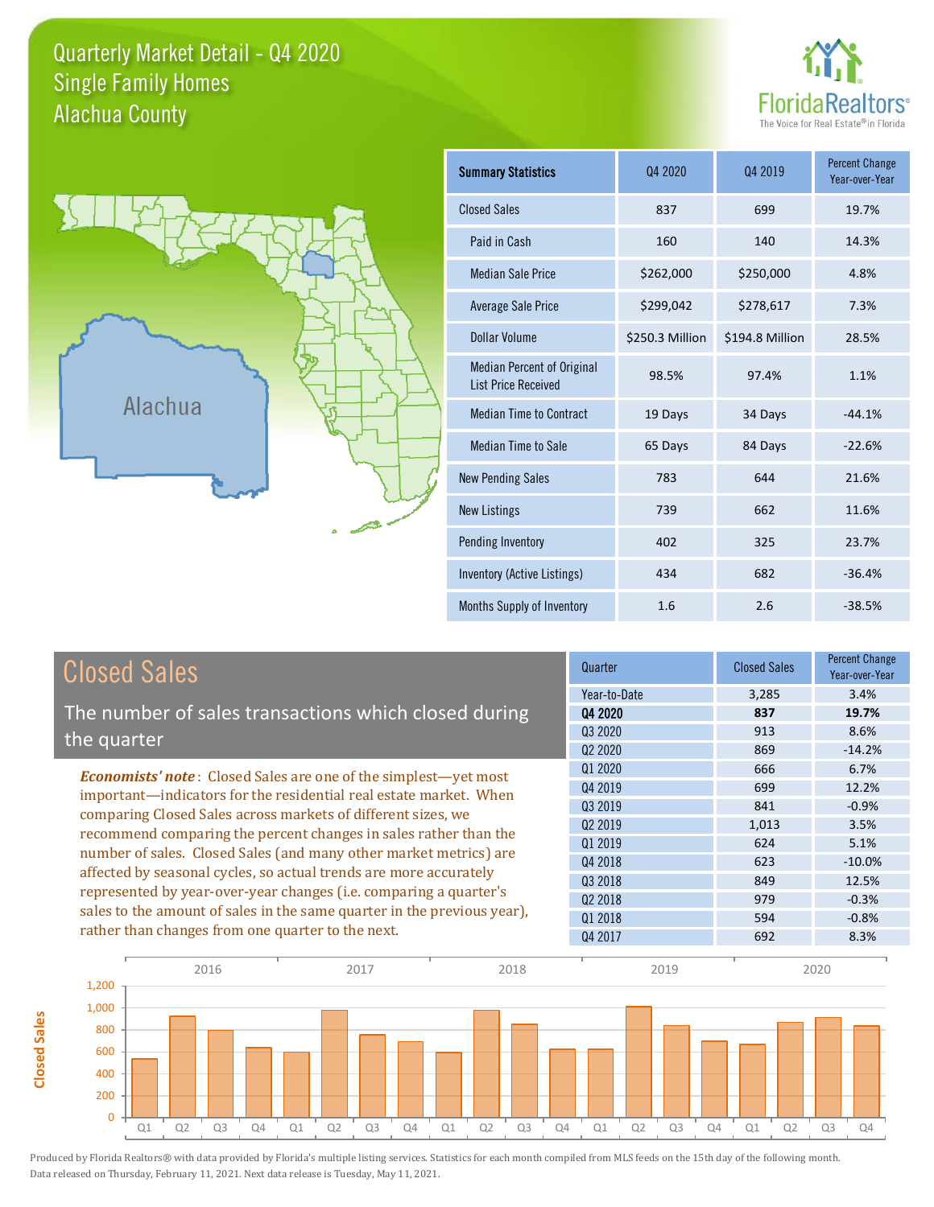# Quarterly Market Detail - Q4 2020
## Single Family Homes
## Alachua County

FloridaRealtors® The Voice for Real Estate® in Florida

| Summary Statistics | Q4 2020 | Q4 2019 | Percent Change Year-over-Year |
|---|---|---|---|
| Closed Sales | 837 | 699 | 19.7% |
| Paid in Cash | 160 | 140 | 14.3% |
| Median Sale Price | $262,000 | $250,000 | 4.8% |
| Average Sale Price | $299,042 | $278,617 | 7.3% |
| Dollar Volume | $250.3 Million | $194.8 Million | 28.5% |
| Median Percent of Original List Price Received | 98.5% | 97.4% | 1.1% |
| Median Time to Contract | 19 Days | 34 Days | -44.1% |
| Median Time to Sale | 65 Days | 84 Days | -22.6% |
| New Pending Sales | 783 | 644 | 21.6% |
| New Listings | 739 | 662 | 11.6% |
| Pending Inventory | 402 | 325 | 23.7% |
| Inventory (Active Listings) | 434 | 682 | -36.4% |
| Months Supply of Inventory | 1.6 | 2.6 | -38.5% |

## Closed Sales

The number of sales transactions which closed during the quarter

***Economists' note***: Closed Sales are one of the simplest—yet most important—indicators for the residential real estate market. When comparing Closed Sales across markets of different sizes, we recommend comparing the percent changes in sales rather than the number of sales. Closed Sales (and many other market metrics) are affected by seasonal cycles, so actual trends are more accurately represented by year-over-year changes (i.e. comparing a quarter's sales to the amount of sales in the same quarter in the previous year), rather than changes from one quarter to the next.

| Quarter | Closed Sales | Percent Change Year-over-Year |
|---|---|---|
| Year-to-Date | 3,285 | 3.4% |
| **Q4 2020** | **837** | **19.7%** |
| Q3 2020 | 913 | 8.6% |
| Q2 2020 | 869 | -14.2% |
| Q1 2020 | 666 | 6.7% |
| Q4 2019 | 699 | 12.2% |
| Q3 2019 | 841 | -0.9% |
| Q2 2019 | 1,013 | 3.5% |
| Q1 2019 | 624 | 5.1% |
| Q4 2018 | 623 | -10.0% |
| Q3 2018 | 849 | 12.5% |
| Q2 2018 | 979 | -0.3% |
| Q1 2018 | 594 | -0.8% |
| Q4 2017 | 692 | 8.3% |

Produced by Florida Realtors® with data provided by Florida's multiple listing services. Statistics for each month compiled from MLS feeds on the 15th day of the following month. Data released on Thursday, February 11, 2021. Next data release is Tuesday, May 11, 2021.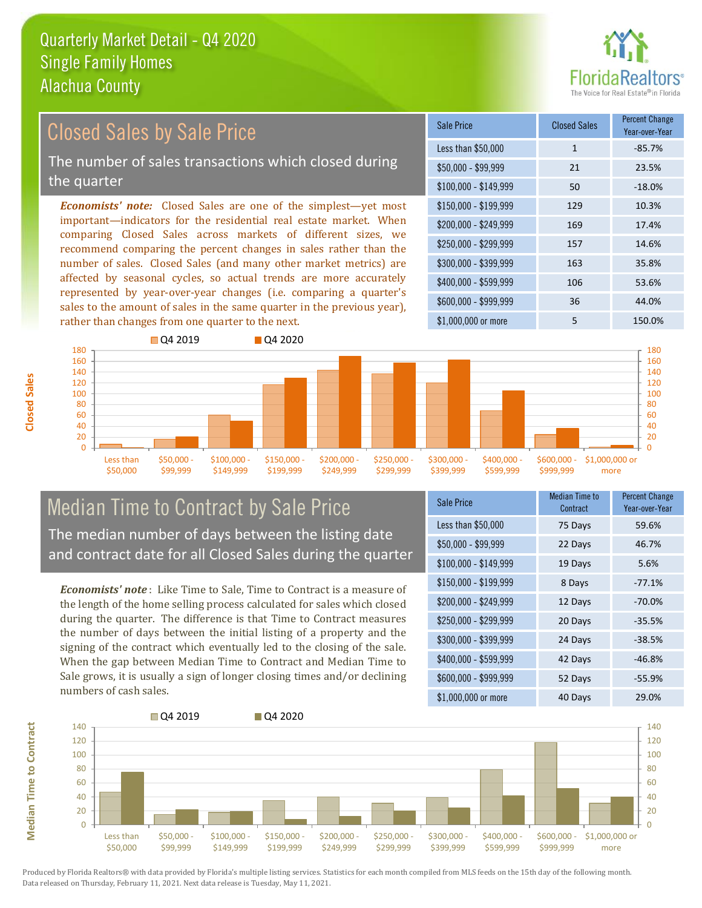Quarterly Market Detail - Q4 2020
Single Family Homes
Alachua County

## Closed Sales by Sale Price

The number of sales transactions which closed during the quarter

***Economists' note:*** Closed Sales are one of the simplest—yet most important—indicators for the residential real estate market. When comparing Closed Sales across markets of different sizes, we recommend comparing the percent changes in sales rather than the number of sales. Closed Sales (and many other market metrics) are affected by seasonal cycles, so actual trends are more accurately represented by year-over-year changes (i.e. comparing a quarter's sales to the amount of sales in the same quarter in the previous year), rather than changes from one quarter to the next.

| Sale Price | Closed Sales | Percent Change Year-over-Year |
|---|---|---|
| Less than $50,000 | 1 | -85.7% |
| $50,000 - $99,999 | 21 | 23.5% |
| $100,000 - $149,999 | 50 | -18.0% |
| $150,000 - $199,999 | 129 | 10.3% |
| $200,000 - $249,999 | 169 | 17.4% |
| $250,000 - $299,999 | 157 | 14.6% |
| $300,000 - $399,999 | 163 | 35.8% |
| $400,000 - $599,999 | 106 | 53.6% |
| $600,000 - $999,999 | 36 | 44.0% |
| $1,000,000 or more | 5 | 150.0% |

## Median Time to Contract by Sale Price

The median number of days between the listing date and contract date for all Closed Sales during the quarter

***Economists' note*** : Like Time to Sale, Time to Contract is a measure of the length of the home selling process calculated for sales which closed during the quarter. The difference is that Time to Contract measures the number of days between the initial listing of a property and the signing of the contract which eventually led to the closing of the sale. When the gap between Median Time to Contract and Median Time to Sale grows, it is usually a sign of longer closing times and/or declining numbers of cash sales.

| Sale Price | Median Time to Contract | Percent Change Year-over-Year |
|---|---|---|
| Less than $50,000 | 75 Days | 59.6% |
| $50,000 - $99,999 | 22 Days | 46.7% |
| $100,000 - $149,999 | 19 Days | 5.6% |
| $150,000 - $199,999 | 8 Days | -77.1% |
| $200,000 - $249,999 | 12 Days | -70.0% |
| $250,000 - $299,999 | 20 Days | -35.5% |
| $300,000 - $399,999 | 24 Days | -38.5% |
| $400,000 - $599,999 | 42 Days | -46.8% |
| $600,000 - $999,999 | 52 Days | -55.9% |
| $1,000,000 or more | 40 Days | 29.0% |

Produced by Florida Realtors® with data provided by Florida's multiple listing services. Statistics for each month compiled from MLS feeds on the 15th day of the following month. Data released on Thursday, February 11, 2021. Next data release is Tuesday, May 11, 2021.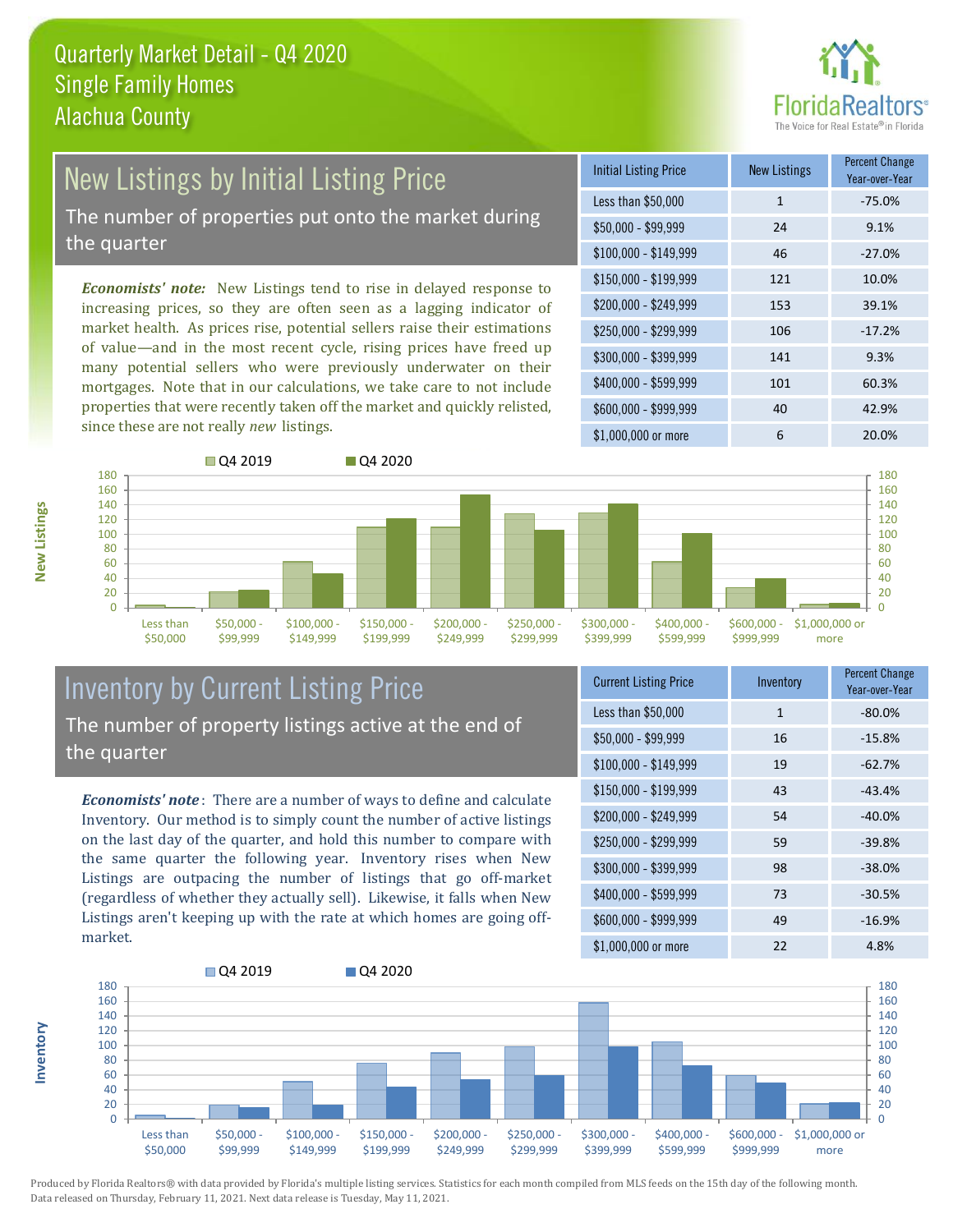Quarterly Market Detail - Q4 2020
Single Family Homes
Alachua County

## New Listings by Initial Listing Price

The number of properties put onto the market during the quarter

*Economists' note*: New Listings tend to rise in delayed response to increasing prices, so they are often seen as a lagging indicator of market health. As prices rise, potential sellers raise their estimations of value—and in the most recent cycle, rising prices have freed up many potential sellers who were previously underwater on their mortgages. Note that in our calculations, we take care to not include properties that were recently taken off the market and quickly relisted, since these are not really *new* listings.

| Initial Listing Price | New Listings | Percent Change Year-over-Year |
|---|---|---|
| Less than $50,000 | 1 | -75.0% |
| $50,000 - $99,999 | 24 | 9.1% |
| $100,000 - $149,999 | 46 | -27.0% |
| $150,000 - $199,999 | 121 | 10.0% |
| $200,000 - $249,999 | 153 | 39.1% |
| $250,000 - $299,999 | 106 | -17.2% |
| $300,000 - $399,999 | 141 | 9.3% |
| $400,000 - $599,999 | 101 | 60.3% |
| $600,000 - $999,999 | 40 | 42.9% |
| $1,000,000 or more | 6 | 20.0% |

## Inventory by Current Listing Price

The number of property listings active at the end of the quarter

*Economists' note*: There are a number of ways to define and calculate Inventory. Our method is to simply count the number of active listings on the last day of the quarter, and hold this number to compare with the same quarter the following year. Inventory rises when New Listings are outpacing the number of listings that go off-market (regardless of whether they actually sell). Likewise, it falls when New Listings aren't keeping up with the rate at which homes are going off-market.

| Current Listing Price | Inventory | Percent Change Year-over-Year |
|---|---|---|
| Less than $50,000 | 1 | -80.0% |
| $50,000 - $99,999 | 16 | -15.8% |
| $100,000 - $149,999 | 19 | -62.7% |
| $150,000 - $199,999 | 43 | -43.4% |
| $200,000 - $249,999 | 54 | -40.0% |
| $250,000 - $299,999 | 59 | -39.8% |
| $300,000 - $399,999 | 98 | -38.0% |
| $400,000 - $599,999 | 73 | -30.5% |
| $600,000 - $999,999 | 49 | -16.9% |
| $1,000,000 or more | 22 | 4.8% |

Produced by Florida Realtors® with data provided by Florida's multiple listing services. Statistics for each month compiled from MLS feeds on the 15th day of the following month. Data released on Thursday, February 11, 2021. Next data release is Tuesday, May 11, 2021.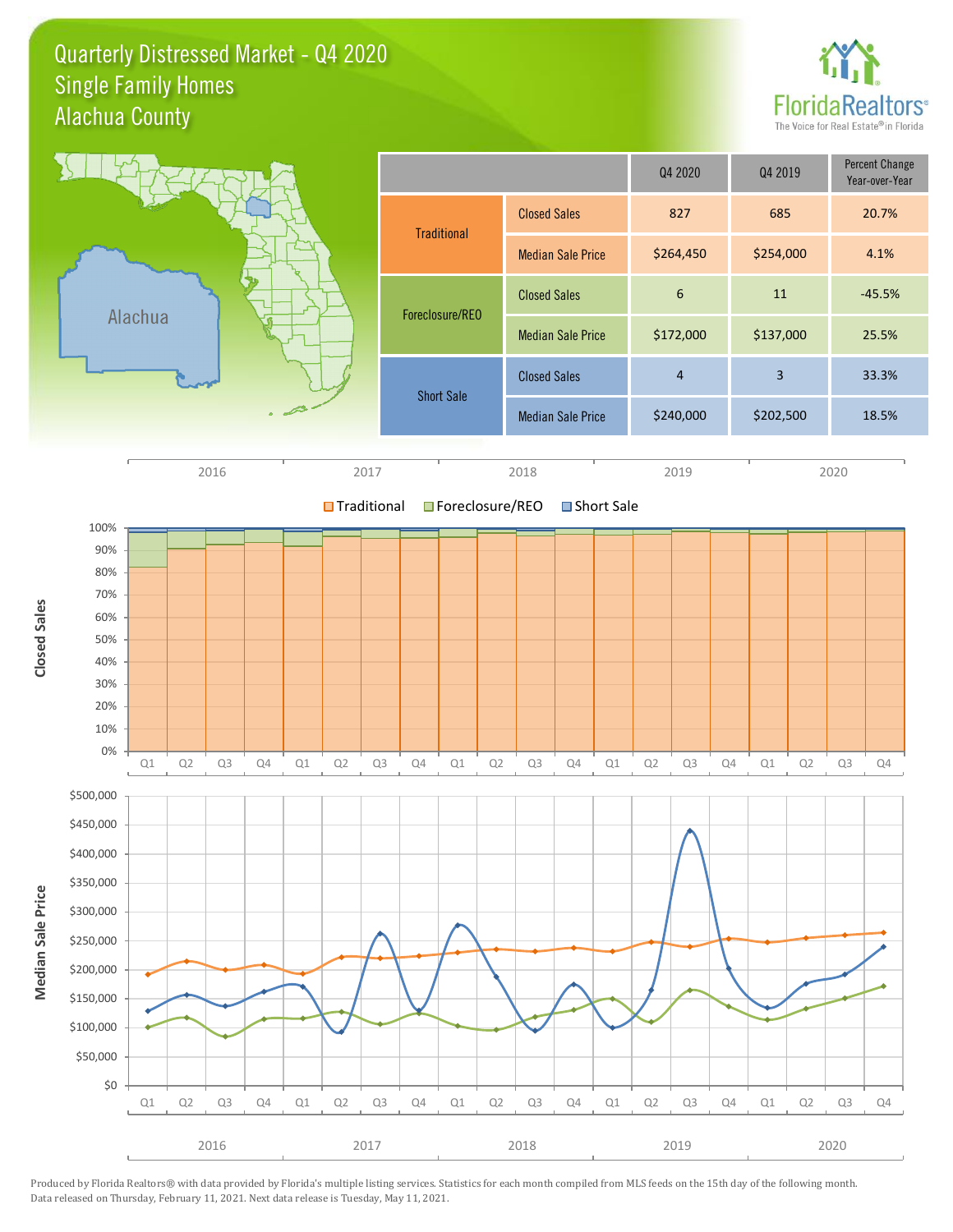# Quarterly Distressed Market - Q4 2020
## Single Family Homes
## Alachua County

| | | Q4 2020 | Q4 2019 | Percent Change Year-over-Year |
|---|---|---|---|---|
| Traditional | Closed Sales | 827 | 685 | 20.7% |
| | Median Sale Price | $264,450 | $254,000 | 4.1% |
| Foreclosure/REO | Closed Sales | 6 | 11 | -45.5% |
| | Median Sale Price | $172,000 | $137,000 | 25.5% |
| Short Sale | Closed Sales | 4 | 3 | 33.3% |
| | Median Sale Price | $240,000 | $202,500 | 18.5% |

Produced by Florida Realtors® with data provided by Florida's multiple listing services. Statistics for each month compiled from MLS feeds on the 15th day of the following month. Data released on Thursday, February 11, 2021. Next data release is Tuesday, May 11, 2021.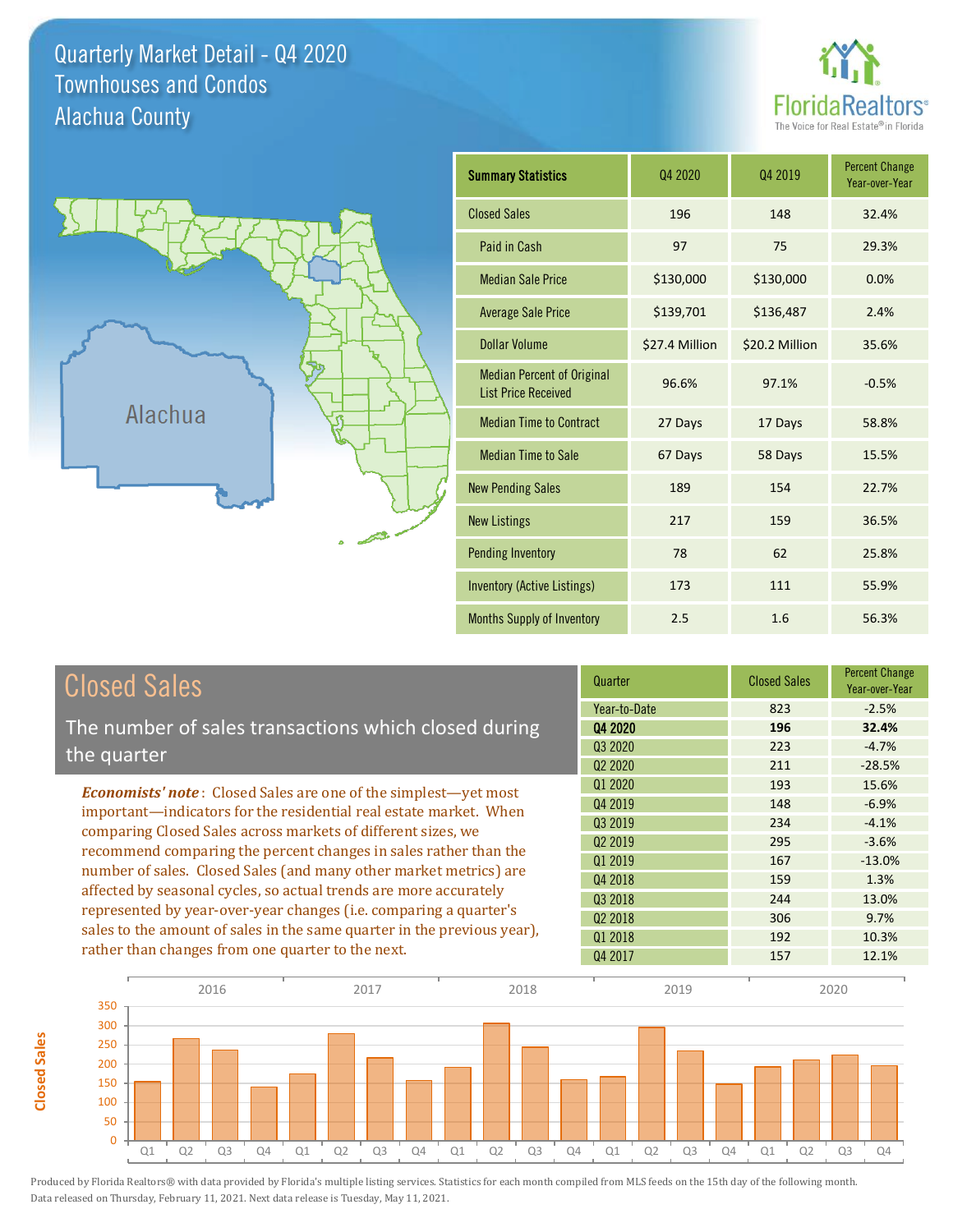# Quarterly Market Detail - Q4 2020
## Townhouses and Condos
## Alachua County

FloridaRealtors® The Voice for Real Estate® in Florida

Alachua

| Summary Statistics | Q4 2020 | Q4 2019 | Percent Change Year-over-Year |
|---|---|---|---|
| Closed Sales | 196 | 148 | 32.4% |
| Paid in Cash | 97 | 75 | 29.3% |
| Median Sale Price | $130,000 | $130,000 | 0.0% |
| Average Sale Price | $139,701 | $136,487 | 2.4% |
| Dollar Volume | $27.4 Million | $20.2 Million | 35.6% |
| Median Percent of Original List Price Received | 96.6% | 97.1% | -0.5% |
| Median Time to Contract | 27 Days | 17 Days | 58.8% |
| Median Time to Sale | 67 Days | 58 Days | 15.5% |
| New Pending Sales | 189 | 154 | 22.7% |
| New Listings | 217 | 159 | 36.5% |
| Pending Inventory | 78 | 62 | 25.8% |
| Inventory (Active Listings) | 173 | 111 | 55.9% |
| Months Supply of Inventory | 2.5 | 1.6 | 56.3% |

## Closed Sales

The number of sales transactions which closed during the quarter

*Economists' note*: Closed Sales are one of the simplest—yet most important—indicators for the residential real estate market. When comparing Closed Sales across markets of different sizes, we recommend comparing the percent changes in sales rather than the number of sales. Closed Sales (and many other market metrics) are affected by seasonal cycles, so actual trends are more accurately represented by year-over-year changes (i.e. comparing a quarter's sales to the amount of sales in the same quarter in the previous year), rather than changes from one quarter to the next.

| Quarter | Closed Sales | Percent Change Year-over-Year |
|---|---|---|
| Year-to-Date | 823 | -2.5% |
| **Q4 2020** | **196** | **32.4%** |
| Q3 2020 | 223 | -4.7% |
| Q2 2020 | 211 | -28.5% |
| Q1 2020 | 193 | 15.6% |
| Q4 2019 | 148 | -6.9% |
| Q3 2019 | 234 | -4.1% |
| Q2 2019 | 295 | -3.6% |
| Q1 2019 | 167 | -13.0% |
| Q4 2018 | 159 | 1.3% |
| Q3 2018 | 244 | 13.0% |
| Q2 2018 | 306 | 9.7% |
| Q1 2018 | 192 | 10.3% |
| Q4 2017 | 157 | 12.1% |

Produced by Florida Realtors® with data provided by Florida's multiple listing services. Statistics for each month compiled from MLS feeds on the 15th day of the following month. Data released on Thursday, February 11, 2021. Next data release is Tuesday, May 11, 2021.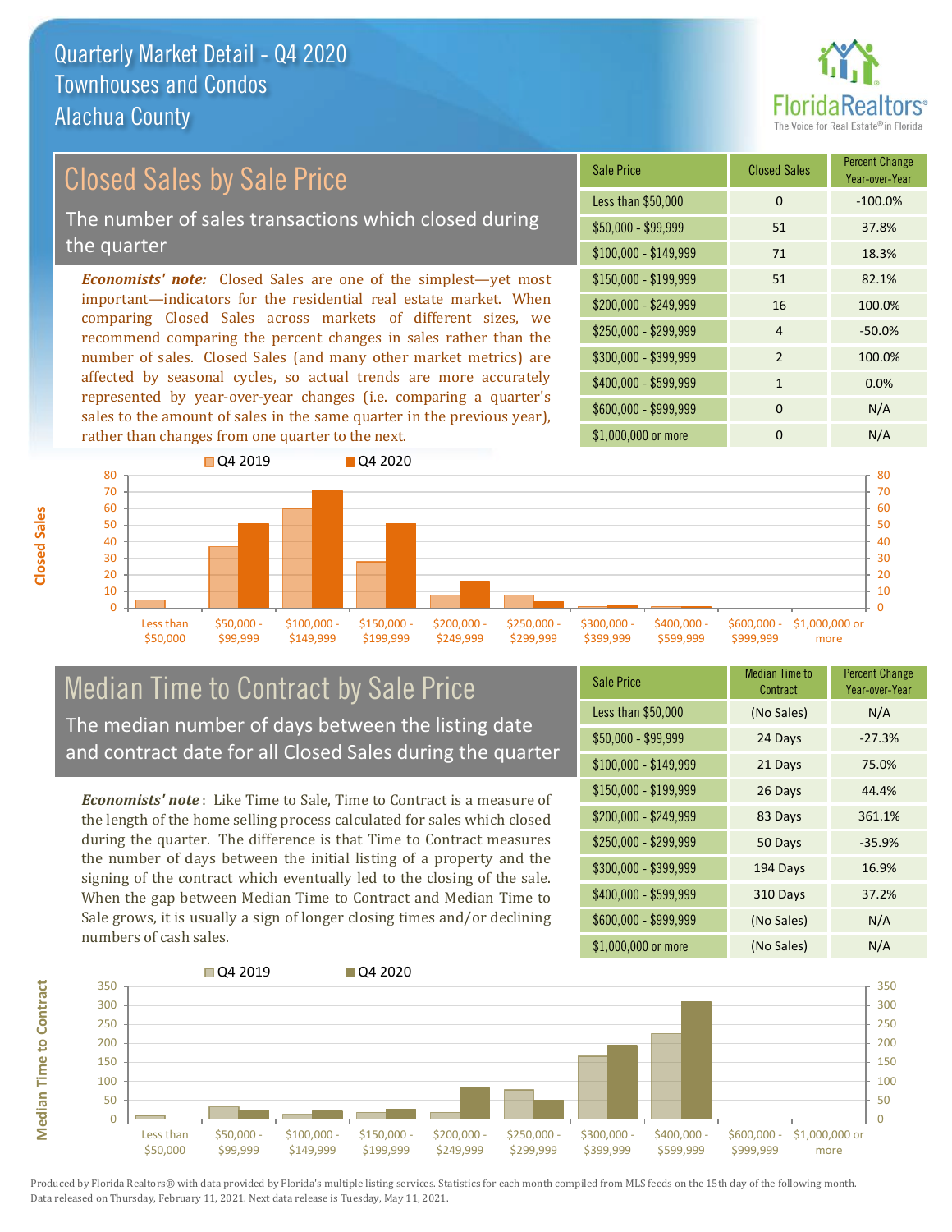# Quarterly Market Detail - Q4 2020
## Townhouses and Condos
## Alachua County

## Closed Sales by Sale Price

The number of sales transactions which closed during the quarter

*Economists' note:* Closed Sales are one of the simplest—yet most important—indicators for the residential real estate market. When comparing Closed Sales across markets of different sizes, we recommend comparing the percent changes in sales rather than the number of sales. Closed Sales (and many other market metrics) are affected by seasonal cycles, so actual trends are more accurately represented by year-over-year changes (i.e. comparing a quarter's sales to the amount of sales in the same quarter in the previous year), rather than changes from one quarter to the next.

| Sale Price | Closed Sales | Percent Change Year-over-Year |
|---|---|---|
| Less than $50,000 | 0 | -100.0% |
| $50,000 - $99,999 | 51 | 37.8% |
| $100,000 - $149,999 | 71 | 18.3% |
| $150,000 - $199,999 | 51 | 82.1% |
| $200,000 - $249,999 | 16 | 100.0% |
| $250,000 - $299,999 | 4 | -50.0% |
| $300,000 - $399,999 | 2 | 100.0% |
| $400,000 - $599,999 | 1 | 0.0% |
| $600,000 - $999,999 | 0 | N/A |
| $1,000,000 or more | 0 | N/A |

## Median Time to Contract by Sale Price

The median number of days between the listing date and contract date for all Closed Sales during the quarter

*Economists' note*: Like Time to Sale, Time to Contract is a measure of the length of the home selling process calculated for sales which closed during the quarter. The difference is that Time to Contract measures the number of days between the initial listing of a property and the signing of the contract which eventually led to the closing of the sale. When the gap between Median Time to Contract and Median Time to Sale grows, it is usually a sign of longer closing times and/or declining numbers of cash sales.

| Sale Price | Median Time to Contract | Percent Change Year-over-Year |
|---|---|---|
| Less than $50,000 | (No Sales) | N/A |
| $50,000 - $99,999 | 24 Days | -27.3% |
| $100,000 - $149,999 | 21 Days | 75.0% |
| $150,000 - $199,999 | 26 Days | 44.4% |
| $200,000 - $249,999 | 83 Days | 361.1% |
| $250,000 - $299,999 | 50 Days | -35.9% |
| $300,000 - $399,999 | 194 Days | 16.9% |
| $400,000 - $599,999 | 310 Days | 37.2% |
| $600,000 - $999,999 | (No Sales) | N/A |
| $1,000,000 or more | (No Sales) | N/A |

Produced by Florida Realtors® with data provided by Florida's multiple listing services. Statistics for each month compiled from MLS feeds on the 15th day of the following month. Data released on Thursday, February 11, 2021. Next data release is Tuesday, May 11, 2021.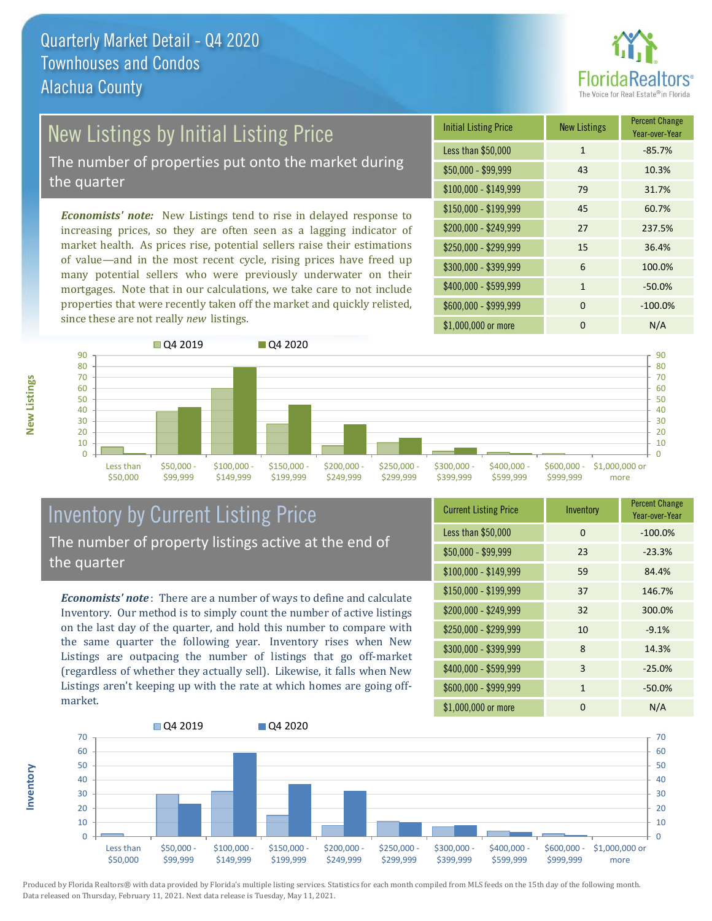Quarterly Market Detail - Q4 2020
Townhouses and Condos
Alachua County

## New Listings by Initial Listing Price

The number of properties put onto the market during the quarter

*Economists' note:* New Listings tend to rise in delayed response to increasing prices, so they are often seen as a lagging indicator of market health. As prices rise, potential sellers raise their estimations of value—and in the most recent cycle, rising prices have freed up many potential sellers who were previously underwater on their mortgages. Note that in our calculations, we take care to not include properties that were recently taken off the market and quickly relisted, since these are not really *new* listings.

| Initial Listing Price | New Listings | Percent Change Year-over-Year |
|---|---|---|
| Less than $50,000 | 1 | -85.7% |
| $50,000 - $99,999 | 43 | 10.3% |
| $100,000 - $149,999 | 79 | 31.7% |
| $150,000 - $199,999 | 45 | 60.7% |
| $200,000 - $249,999 | 27 | 237.5% |
| $250,000 - $299,999 | 15 | 36.4% |
| $300,000 - $399,999 | 6 | 100.0% |
| $400,000 - $599,999 | 1 | -50.0% |
| $600,000 - $999,999 | 0 | -100.0% |
| $1,000,000 or more | 0 | N/A |

## Inventory by Current Listing Price

The number of property listings active at the end of the quarter

*Economists' note*: There are a number of ways to define and calculate Inventory. Our method is to simply count the number of active listings on the last day of the quarter, and hold this number to compare with the same quarter the following year. Inventory rises when New Listings are outpacing the number of listings that go off-market (regardless of whether they actually sell). Likewise, it falls when New Listings aren't keeping up with the rate at which homes are going off-market.

| Current Listing Price | Inventory | Percent Change Year-over-Year |
|---|---|---|
| Less than $50,000 | 0 | -100.0% |
| $50,000 - $99,999 | 23 | -23.3% |
| $100,000 - $149,999 | 59 | 84.4% |
| $150,000 - $199,999 | 37 | 146.7% |
| $200,000 - $249,999 | 32 | 300.0% |
| $250,000 - $299,999 | 10 | -9.1% |
| $300,000 - $399,999 | 8 | 14.3% |
| $400,000 - $599,999 | 3 | -25.0% |
| $600,000 - $999,999 | 1 | -50.0% |
| $1,000,000 or more | 0 | N/A |

Produced by Florida Realtors® with data provided by Florida's multiple listing services. Statistics for each month compiled from MLS feeds on the 15th day of the following month. Data released on Thursday, February 11, 2021. Next data release is Tuesday, May 11, 2021.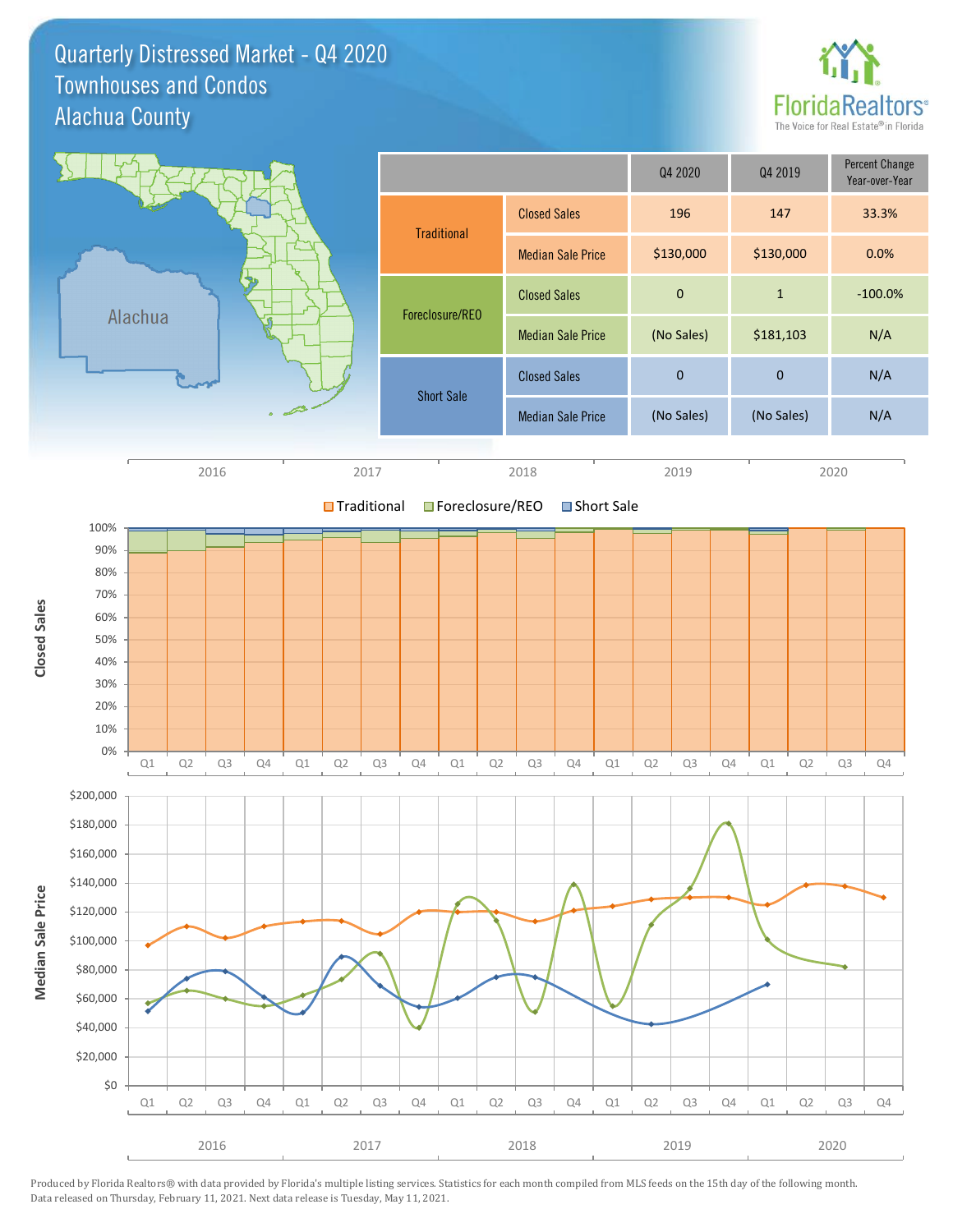# Quarterly Distressed Market - Q4 2020
## Townhouses and Condos
## Alachua County

| | | Q4 2020 | Q4 2019 | Percent Change Year-over-Year |
|---|---|---|---|---|
| Traditional | Closed Sales | 196 | 147 | 33.3% |
| | Median Sale Price | $130,000 | $130,000 | 0.0% |
| Foreclosure/REO | Closed Sales | 0 | 1 | -100.0% |
| | Median Sale Price | (No Sales) | $181,103 | N/A |
| Short Sale | Closed Sales | 0 | 0 | N/A |
| | Median Sale Price | (No Sales) | (No Sales) | N/A |

Produced by Florida Realtors® with data provided by Florida's multiple listing services. Statistics for each month compiled from MLS feeds on the 15th day of the following month. Data released on Thursday, February 11, 2021. Next data release is Tuesday, May 11, 2021.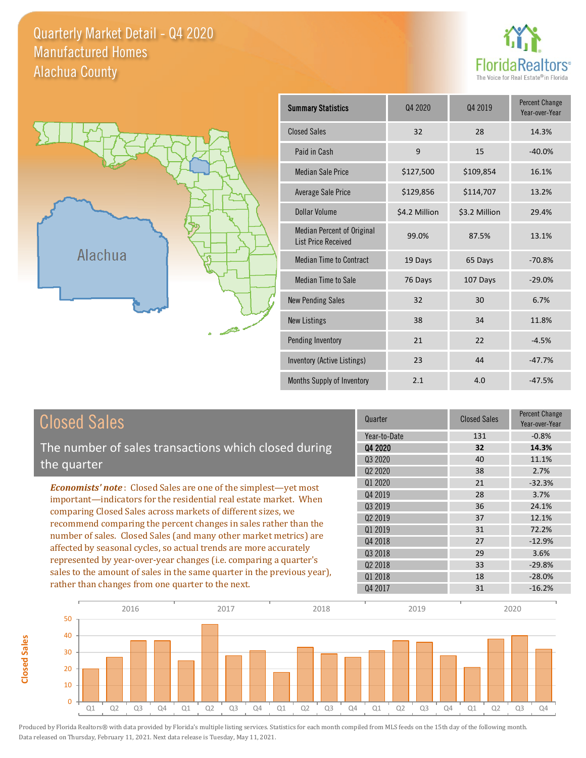# Quarterly Market Detail - Q4 2020
## Manufactured Homes
## Alachua County

FloridaRealtors® The Voice for Real Estate® in Florida

Alachua

| Summary Statistics | Q4 2020 | Q4 2019 | Percent Change Year-over-Year |
|---|---|---|---|
| Closed Sales | 32 | 28 | 14.3% |
| Paid in Cash | 9 | 15 | -40.0% |
| Median Sale Price | $127,500 | $109,854 | 16.1% |
| Average Sale Price | $129,856 | $114,707 | 13.2% |
| Dollar Volume | $4.2 Million | $3.2 Million | 29.4% |
| Median Percent of Original List Price Received | 99.0% | 87.5% | 13.1% |
| Median Time to Contract | 19 Days | 65 Days | -70.8% |
| Median Time to Sale | 76 Days | 107 Days | -29.0% |
| New Pending Sales | 32 | 30 | 6.7% |
| New Listings | 38 | 34 | 11.8% |
| Pending Inventory | 21 | 22 | -4.5% |
| Inventory (Active Listings) | 23 | 44 | -47.7% |
| Months Supply of Inventory | 2.1 | 4.0 | -47.5% |

## Closed Sales

The number of sales transactions which closed during the quarter

*Economists' note*: Closed Sales are one of the simplest—yet most important—indicators for the residential real estate market. When comparing Closed Sales across markets of different sizes, we recommend comparing the percent changes in sales rather than the number of sales. Closed Sales (and many other market metrics) are affected by seasonal cycles, so actual trends are more accurately represented by year-over-year changes (i.e. comparing a quarter's sales to the amount of sales in the same quarter in the previous year), rather than changes from one quarter to the next.

| Quarter | Closed Sales | Percent Change Year-over-Year |
|---|---|---|
| Year-to-Date | 131 | -0.8% |
| **Q4 2020** | **32** | **14.3%** |
| Q3 2020 | 40 | 11.1% |
| Q2 2020 | 38 | 2.7% |
| Q1 2020 | 21 | -32.3% |
| Q4 2019 | 28 | 3.7% |
| Q3 2019 | 36 | 24.1% |
| Q2 2019 | 37 | 12.1% |
| Q1 2019 | 31 | 72.2% |
| Q4 2018 | 27 | -12.9% |
| Q3 2018 | 29 | 3.6% |
| Q2 2018 | 33 | -29.8% |
| Q1 2018 | 18 | -28.0% |
| Q4 2017 | 31 | -16.2% |

Produced by Florida Realtors® with data provided by Florida's multiple listing services. Statistics for each month compiled from MLS feeds on the 15th day of the following month. Data released on Thursday, February 11, 2021. Next data release is Tuesday, May 11, 2021.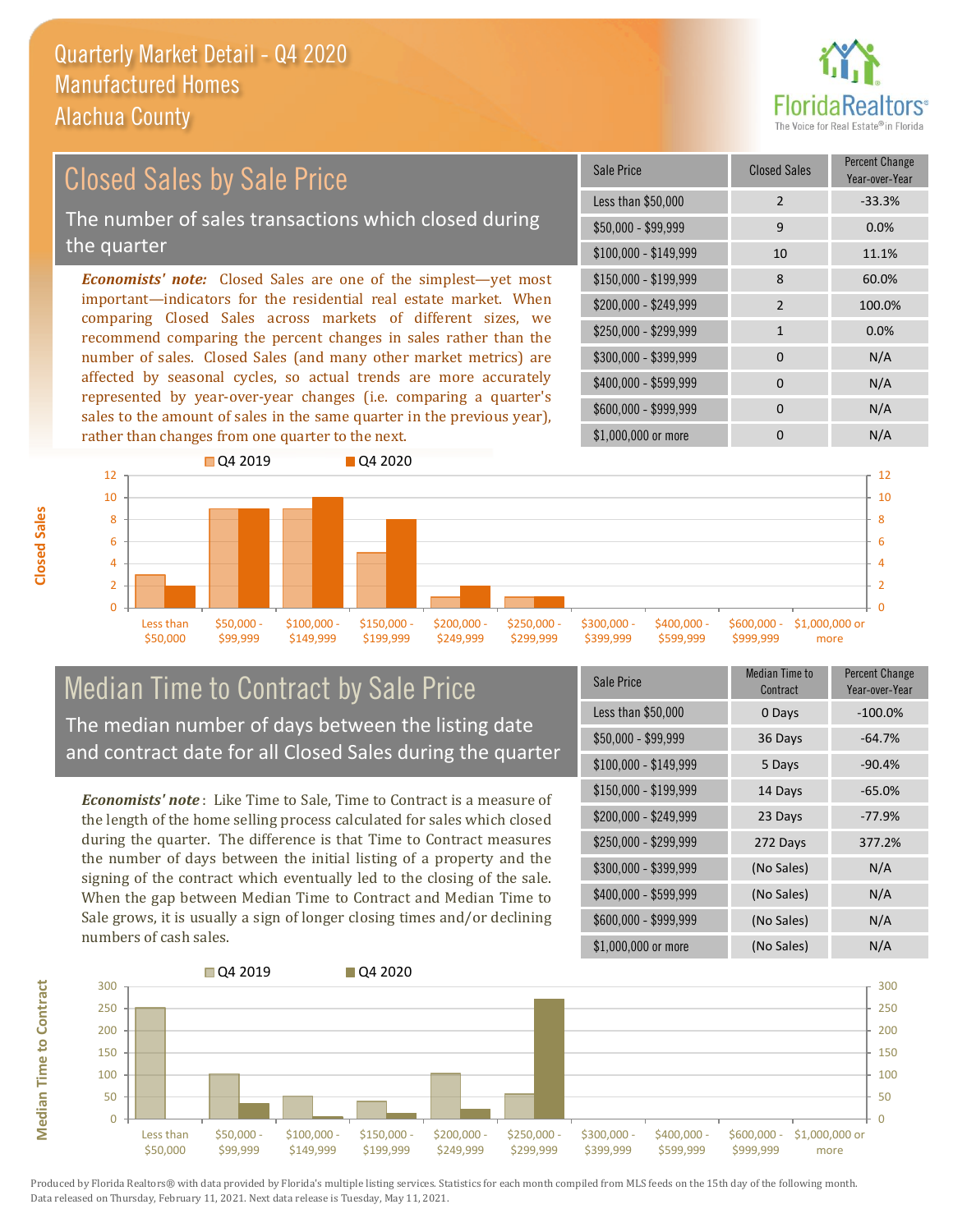# Quarterly Market Detail - Q4 2020
## Manufactured Homes
## Alachua County

## Closed Sales by Sale Price

The number of sales transactions which closed during the quarter

***Economists' note:*** Closed Sales are one of the simplest—yet most important—indicators for the residential real estate market. When comparing Closed Sales across markets of different sizes, we recommend comparing the percent changes in sales rather than the number of sales. Closed Sales (and many other market metrics) are affected by seasonal cycles, so actual trends are more accurately represented by year-over-year changes (i.e. comparing a quarter's sales to the amount of sales in the same quarter in the previous year), rather than changes from one quarter to the next.

| Sale Price | Closed Sales | Percent Change Year-over-Year |
|---|---|---|
| Less than $50,000 | 2 | -33.3% |
| $50,000 - $99,999 | 9 | 0.0% |
| $100,000 - $149,999 | 10 | 11.1% |
| $150,000 - $199,999 | 8 | 60.0% |
| $200,000 - $249,999 | 2 | 100.0% |
| $250,000 - $299,999 | 1 | 0.0% |
| $300,000 - $399,999 | 0 | N/A |
| $400,000 - $599,999 | 0 | N/A |
| $600,000 - $999,999 | 0 | N/A |
| $1,000,000 or more | 0 | N/A |

## Median Time to Contract by Sale Price

The median number of days between the listing date and contract date for all Closed Sales during the quarter

***Economists' note***: Like Time to Sale, Time to Contract is a measure of the length of the home selling process calculated for sales which closed during the quarter. The difference is that Time to Contract measures the number of days between the initial listing of a property and the signing of the contract which eventually led to the closing of the sale. When the gap between Median Time to Contract and Median Time to Sale grows, it is usually a sign of longer closing times and/or declining numbers of cash sales.

| Sale Price | Median Time to Contract | Percent Change Year-over-Year |
|---|---|---|
| Less than $50,000 | 0 Days | -100.0% |
| $50,000 - $99,999 | 36 Days | -64.7% |
| $100,000 - $149,999 | 5 Days | -90.4% |
| $150,000 - $199,999 | 14 Days | -65.0% |
| $200,000 - $249,999 | 23 Days | -77.9% |
| $250,000 - $299,999 | 272 Days | 377.2% |
| $300,000 - $399,999 | (No Sales) | N/A |
| $400,000 - $599,999 | (No Sales) | N/A |
| $600,000 - $999,999 | (No Sales) | N/A |
| $1,000,000 or more | (No Sales) | N/A |

Produced by Florida Realtors® with data provided by Florida's multiple listing services. Statistics for each month compiled from MLS feeds on the 15th day of the following month. Data released on Thursday, February 11, 2021. Next data release is Tuesday, May 11, 2021.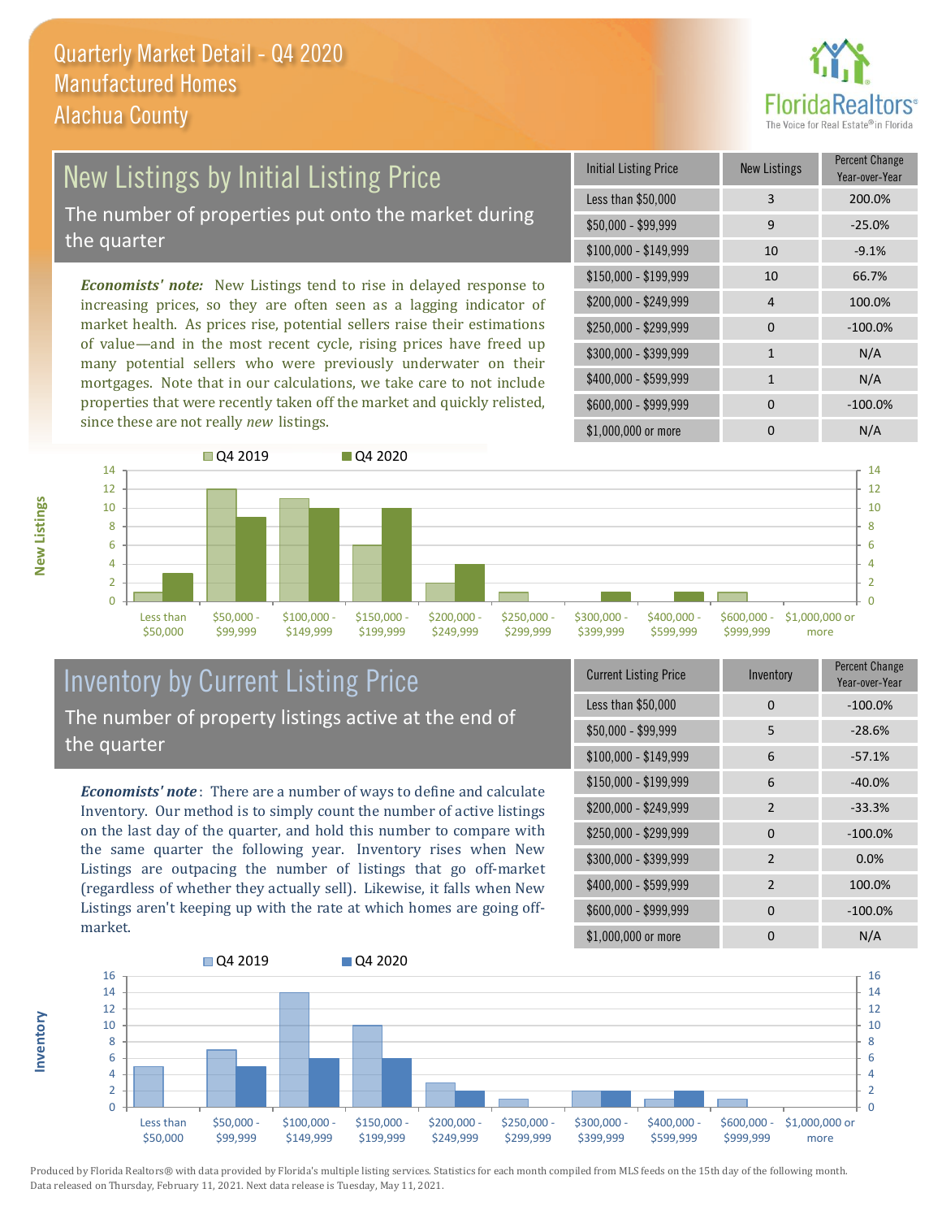# Quarterly Market Detail - Q4 2020
## Manufactured Homes
## Alachua County

## New Listings by Initial Listing Price

The number of properties put onto the market during the quarter

*Economists' note*: New Listings tend to rise in delayed response to increasing prices, so they are often seen as a lagging indicator of market health. As prices rise, potential sellers raise their estimations of value—and in the most recent cycle, rising prices have freed up many potential sellers who were previously underwater on their mortgages. Note that in our calculations, we take care to not include properties that were recently taken off the market and quickly relisted, since these are not really *new* listings.

| Initial Listing Price | New Listings | Percent Change Year-over-Year |
|---|---|---|
| Less than $50,000 | 3 | 200.0% |
| $50,000 - $99,999 | 9 | -25.0% |
| $100,000 - $149,999 | 10 | -9.1% |
| $150,000 - $199,999 | 10 | 66.7% |
| $200,000 - $249,999 | 4 | 100.0% |
| $250,000 - $299,999 | 0 | -100.0% |
| $300,000 - $399,999 | 1 | N/A |
| $400,000 - $599,999 | 1 | N/A |
| $600,000 - $999,999 | 0 | -100.0% |
| $1,000,000 or more | 0 | N/A |

## Inventory by Current Listing Price

The number of property listings active at the end of the quarter

*Economists' note*: There are a number of ways to define and calculate Inventory. Our method is to simply count the number of active listings on the last day of the quarter, and hold this number to compare with the same quarter the following year. Inventory rises when New Listings are outpacing the number of listings that go off-market (regardless of whether they actually sell). Likewise, it falls when New Listings aren't keeping up with the rate at which homes are going off-market.

| Current Listing Price | Inventory | Percent Change Year-over-Year |
|---|---|---|
| Less than $50,000 | 0 | -100.0% |
| $50,000 - $99,999 | 5 | -28.6% |
| $100,000 - $149,999 | 6 | -57.1% |
| $150,000 - $199,999 | 6 | -40.0% |
| $200,000 - $249,999 | 2 | -33.3% |
| $250,000 - $299,999 | 0 | -100.0% |
| $300,000 - $399,999 | 2 | 0.0% |
| $400,000 - $599,999 | 2 | 100.0% |
| $600,000 - $999,999 | 0 | -100.0% |
| $1,000,000 or more | 0 | N/A |

Produced by Florida Realtors® with data provided by Florida's multiple listing services. Statistics for each month compiled from MLS feeds on the 15th day of the following month. Data released on Thursday, February 11, 2021. Next data release is Tuesday, May 11, 2021.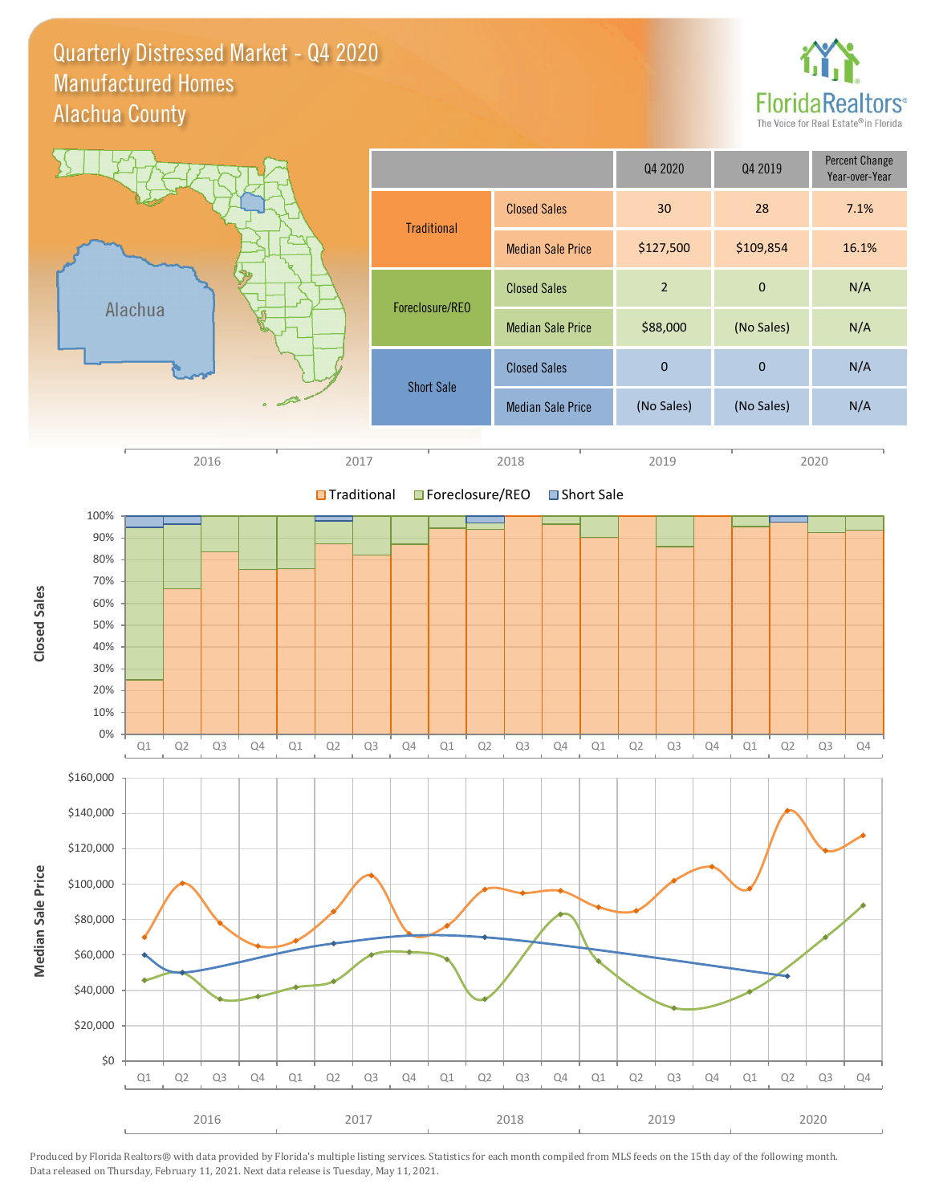# Quarterly Distressed Market - Q4 2020
## Manufactured Homes
## Alachua County

FloridaRealtors®
The Voice for Real Estate® in Florida

Alachua

| | | Q4 2020 | Q4 2019 | Percent Change Year-over-Year |
|---|---|---|---|---|
| Traditional | Closed Sales | 30 | 28 | 7.1% |
| | Median Sale Price | $127,500 | $109,854 | 16.1% |
| Foreclosure/REO | Closed Sales | 2 | 0 | N/A |
| | Median Sale Price | $88,000 | (No Sales) | N/A |
| Short Sale | Closed Sales | 0 | 0 | N/A |
| | Median Sale Price | (No Sales) | (No Sales) | N/A |

2016 2017 2018 2019 2020

Traditional Foreclosure/REO Short Sale

Closed Sales

100% 90% 80% 70% 60% 50% 40% 30% 20% 10% 0%

Q1 Q2 Q3 Q4 Q1 Q2 Q3 Q4 Q1 Q2 Q3 Q4 Q1 Q2 Q3 Q4 Q1 Q2 Q3 Q4

Median Sale Price

$160,000 $140,000 $120,000 $100,000 $80,000 $60,000 $40,000 $20,000 $0

Q1 Q2 Q3 Q4 Q1 Q2 Q3 Q4 Q1 Q2 Q3 Q4 Q1 Q2 Q3 Q4 Q1 Q2 Q3 Q4

2016 2017 2018 2019 2020

Produced by Florida Realtors® with data provided by Florida's multiple listing services. Statistics for each month compiled from MLS feeds on the 15th day of the following month. Data released on Thursday, February 11, 2021. Next data release is Tuesday, May 11, 2021.